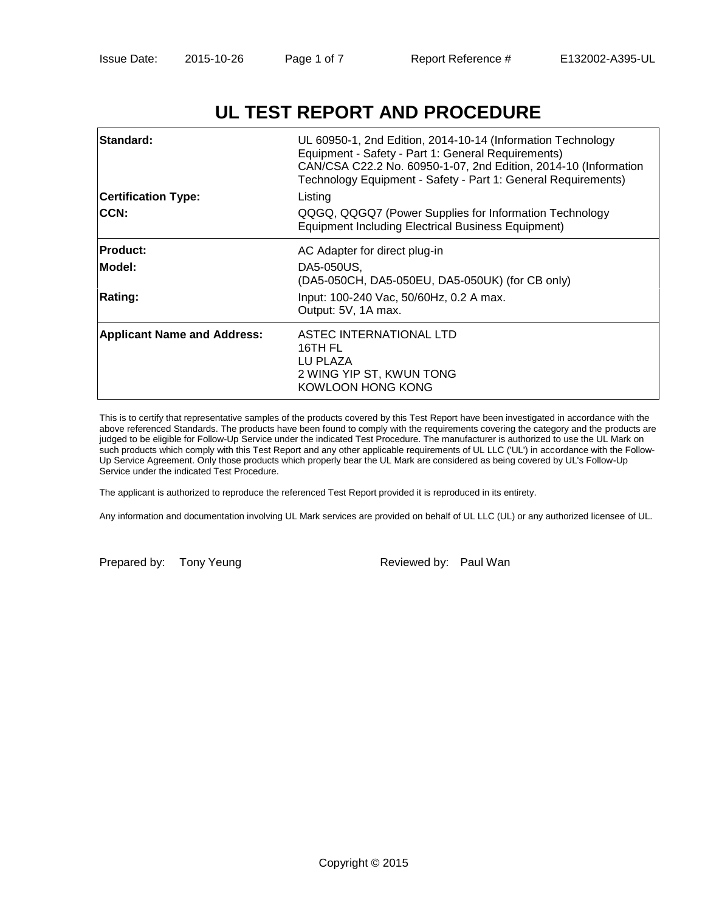# UL TEST REPORT AND PROCEDURE

| | |
|---|---|
| **Standard:** | UL 60950-1, 2nd Edition, 2014-10-14 (Information Technology Equipment - Safety - Part 1: General Requirements)<br>CAN/CSA C22.2 No. 60950-1-07, 2nd Edition, 2014-10 (Information Technology Equipment - Safety - Part 1: General Requirements) |
| **Certification Type:** | Listing |
| **CCN:** | QQGQ, QQGQ7 (Power Supplies for Information Technology Equipment Including Electrical Business Equipment) |
| **Product:** | AC Adapter for direct plug-in |
| **Model:** | DA5-050US,<br>(DA5-050CH, DA5-050EU, DA5-050UK) (for CB only) |
| **Rating:** | Input: 100-240 Vac, 50/60Hz, 0.2 A max.<br>Output: 5V, 1A max. |
| **Applicant Name and Address:** | ASTEC INTERNATIONAL LTD<br>16TH FL<br>LU PLAZA<br>2 WING YIP ST, KWUN TONG<br>KOWLOON HONG KONG |

This is to certify that representative samples of the products covered by this Test Report have been investigated in accordance with the above referenced Standards. The products have been found to comply with the requirements covering the category and the products are judged to be eligible for Follow-Up Service under the indicated Test Procedure. The manufacturer is authorized to use the UL Mark on such products which comply with this Test Report and any other applicable requirements of UL LLC ('UL') in accordance with the Follow-Up Service Agreement. Only those products which properly bear the UL Mark are considered as being covered by UL's Follow-Up Service under the indicated Test Procedure.

The applicant is authorized to reproduce the referenced Test Report provided it is reproduced in its entirety.

Any information and documentation involving UL Mark services are provided on behalf of UL LLC (UL) or any authorized licensee of UL.

Prepared by: Tony Yeung

Reviewed by: Paul Wan

Copyright © 2015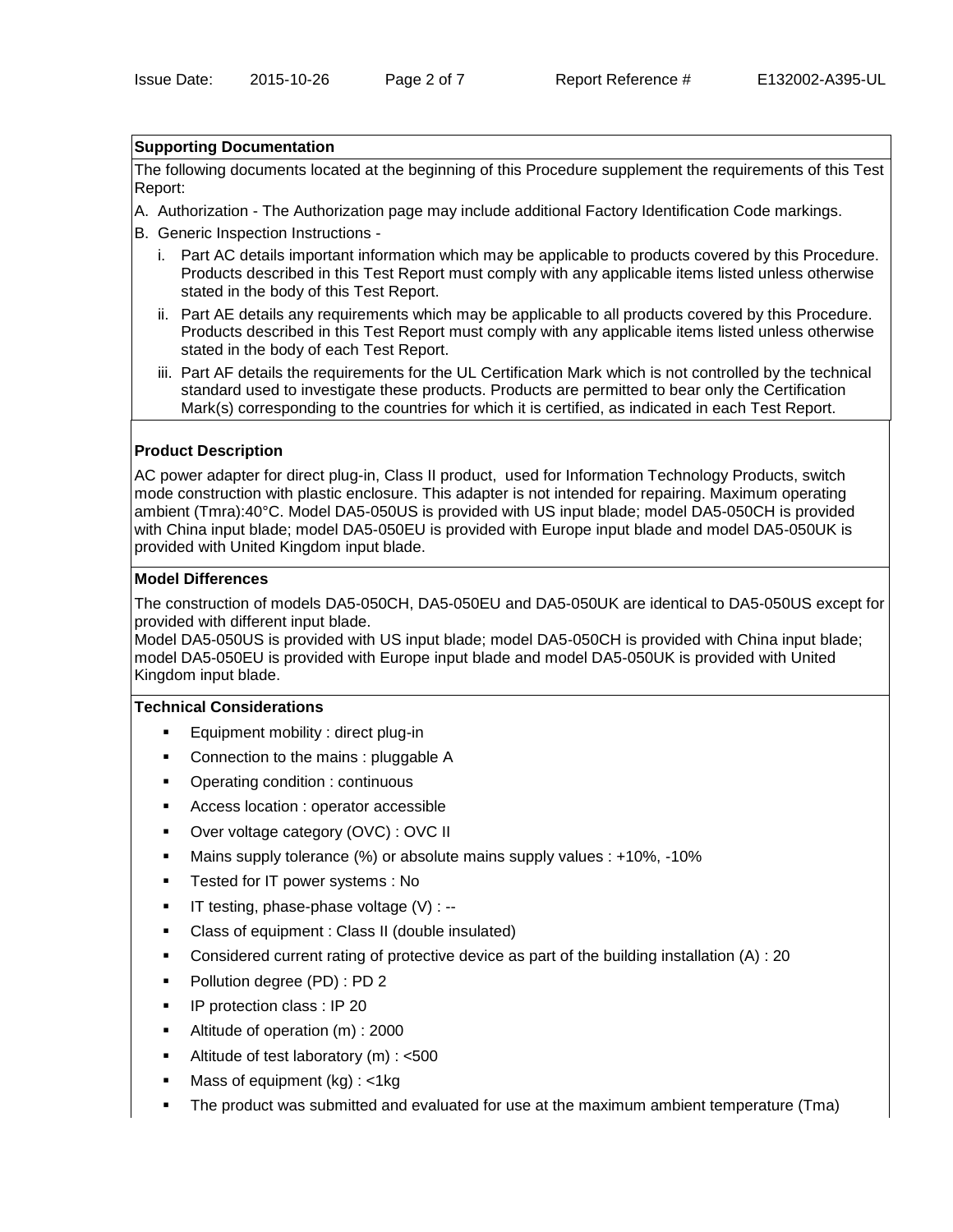## Supporting Documentation

The following documents located at the beginning of this Procedure supplement the requirements of this Test Report:

A. Authorization - The Authorization page may include additional Factory Identification Code markings.

B. Generic Inspection Instructions -

  i. Part AC details important information which may be applicable to products covered by this Procedure. Products described in this Test Report must comply with any applicable items listed unless otherwise stated in the body of this Test Report.

  ii. Part AE details any requirements which may be applicable to all products covered by this Procedure. Products described in this Test Report must comply with any applicable items listed unless otherwise stated in the body of each Test Report.

  iii. Part AF details the requirements for the UL Certification Mark which is not controlled by the technical standard used to investigate these products. Products are permitted to bear only the Certification Mark(s) corresponding to the countries for which it is certified, as indicated in each Test Report.

## Product Description

AC power adapter for direct plug-in, Class II product, used for Information Technology Products, switch mode construction with plastic enclosure. This adapter is not intended for repairing. Maximum operating ambient (Tmra):40°C. Model DA5-050US is provided with US input blade; model DA5-050CH is provided with China input blade; model DA5-050EU is provided with Europe input blade and model DA5-050UK is provided with United Kingdom input blade.

## Model Differences

The construction of models DA5-050CH, DA5-050EU and DA5-050UK are identical to DA5-050US except for provided with different input blade.
Model DA5-050US is provided with US input blade; model DA5-050CH is provided with China input blade; model DA5-050EU is provided with Europe input blade and model DA5-050UK is provided with United Kingdom input blade.

## Technical Considerations

- Equipment mobility : direct plug-in
- Connection to the mains : pluggable A
- Operating condition : continuous
- Access location : operator accessible
- Over voltage category (OVC) : OVC II
- Mains supply tolerance (%) or absolute mains supply values : +10%, -10%
- Tested for IT power systems : No
- IT testing, phase-phase voltage (V) : --
- Class of equipment : Class II (double insulated)
- Considered current rating of protective device as part of the building installation (A) : 20
- Pollution degree (PD) : PD 2
- IP protection class : IP 20
- Altitude of operation (m) : 2000
- Altitude of test laboratory (m) : <500
- Mass of equipment (kg) : <1kg
- The product was submitted and evaluated for use at the maximum ambient temperature (Tma)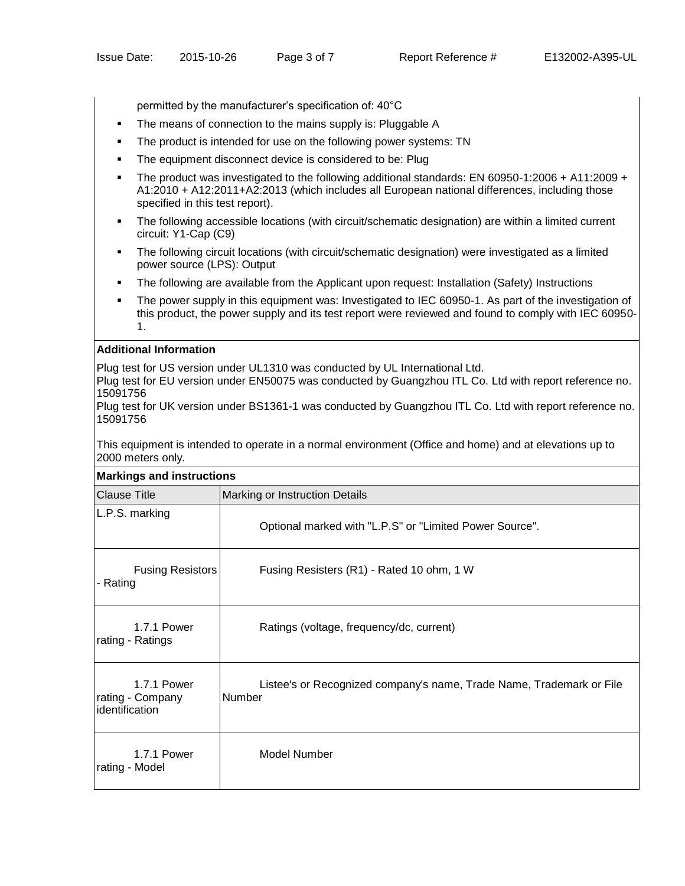permitted by the manufacturer's specification of: 40°C

- The means of connection to the mains supply is: Pluggable A
- The product is intended for use on the following power systems: TN
- The equipment disconnect device is considered to be: Plug
- The product was investigated to the following additional standards: EN 60950-1:2006 + A11:2009 + A1:2010 + A12:2011+A2:2013 (which includes all European national differences, including those specified in this test report).
- The following accessible locations (with circuit/schematic designation) are within a limited current circuit: Y1-Cap (C9)
- The following circuit locations (with circuit/schematic designation) were investigated as a limited power source (LPS): Output
- The following are available from the Applicant upon request: Installation (Safety) Instructions
- The power supply in this equipment was: Investigated to IEC 60950-1. As part of the investigation of this product, the power supply and its test report were reviewed and found to comply with IEC 60950-1.

**Additional Information**

Plug test for US version under UL1310 was conducted by UL International Ltd.
Plug test for EU version under EN50075 was conducted by Guangzhou ITL Co. Ltd with report reference no. 15091756
Plug test for UK version under BS1361-1 was conducted by Guangzhou ITL Co. Ltd with report reference no. 15091756

This equipment is intended to operate in a normal environment (Office and home) and at elevations up to 2000 meters only.

**Markings and instructions**

| Clause Title | Marking or Instruction Details |
|---|---|
| L.P.S. marking | Optional marked with "L.P.S" or "Limited Power Source". |
| Fusing Resistors - Rating | Fusing Resisters (R1) - Rated 10 ohm, 1 W |
| 1.7.1 Power rating - Ratings | Ratings (voltage, frequency/dc, current) |
| 1.7.1 Power rating - Company identification | Listee's or Recognized company's name, Trade Name, Trademark or File Number |
| 1.7.1 Power rating - Model | Model Number |